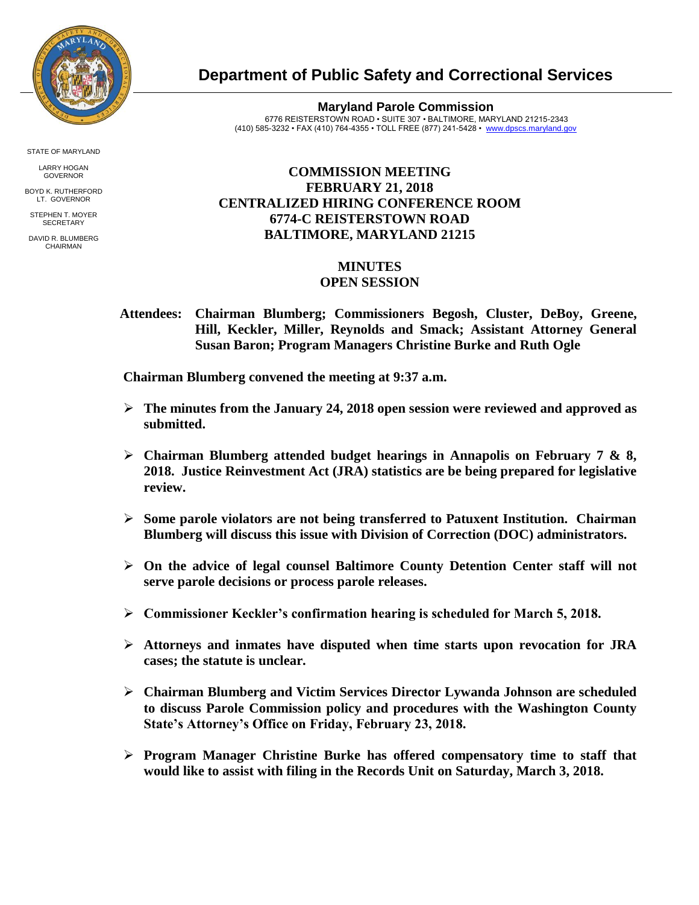# Department of Public Safety and Correctional Services

**Maryland Parole Commission**
6776 REISTERSTOWN ROAD • SUITE 307 • BALTIMORE, MARYLAND 21215-2343
(410) 585-3232 • FAX (410) 764-4355 • TOLL FREE (877) 241-5428 • www.dpscs.maryland.gov

STATE OF MARYLAND

LARRY HOGAN
GOVERNOR

BOYD K. RUTHERFORD
LT. GOVERNOR

STEPHEN T. MOYER
SECRETARY

DAVID R. BLUMBERG
CHAIRMAN

## COMMISSION MEETING
## FEBRUARY 21, 2018
## CENTRALIZED HIRING CONFERENCE ROOM
## 6774-C REISTERSTOWN ROAD
## BALTIMORE, MARYLAND 21215

## MINUTES
## OPEN SESSION

**Attendees: Chairman Blumberg; Commissioners Begosh, Cluster, DeBoy, Greene, Hill, Keckler, Miller, Reynolds and Smack; Assistant Attorney General Susan Baron; Program Managers Christine Burke and Ruth Ogle**

**Chairman Blumberg convened the meeting at 9:37 a.m.**

- **The minutes from the January 24, 2018 open session were reviewed and approved as submitted.**
- **Chairman Blumberg attended budget hearings in Annapolis on February 7 & 8, 2018. Justice Reinvestment Act (JRA) statistics are be being prepared for legislative review.**
- **Some parole violators are not being transferred to Patuxent Institution. Chairman Blumberg will discuss this issue with Division of Correction (DOC) administrators.**
- **On the advice of legal counsel Baltimore County Detention Center staff will not serve parole decisions or process parole releases.**
- **Commissioner Keckler's confirmation hearing is scheduled for March 5, 2018.**
- **Attorneys and inmates have disputed when time starts upon revocation for JRA cases; the statute is unclear.**
- **Chairman Blumberg and Victim Services Director Lywanda Johnson are scheduled to discuss Parole Commission policy and procedures with the Washington County State's Attorney's Office on Friday, February 23, 2018.**
- **Program Manager Christine Burke has offered compensatory time to staff that would like to assist with filing in the Records Unit on Saturday, March 3, 2018.**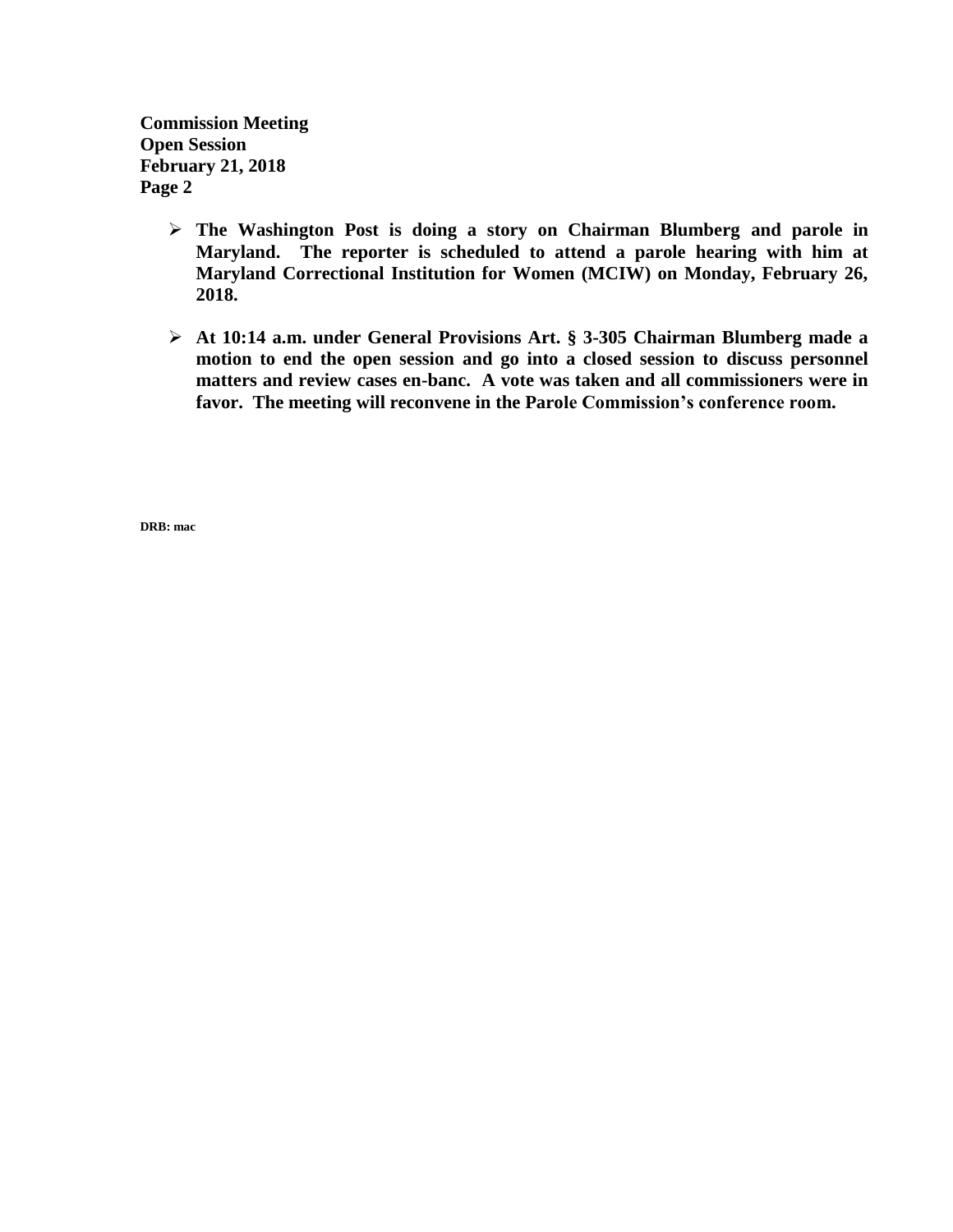- **The Washington Post is doing a story on Chairman Blumberg and parole in Maryland. The reporter is scheduled to attend a parole hearing with him at Maryland Correctional Institution for Women (MCIW) on Monday, February 26, 2018.**

- **At 10:14 a.m. under General Provisions Art. § 3-305 Chairman Blumberg made a motion to end the open session and go into a closed session to discuss personnel matters and review cases en-banc. A vote was taken and all commissioners were in favor. The meeting will reconvene in the Parole Commission's conference room.**

**DRB: mac**